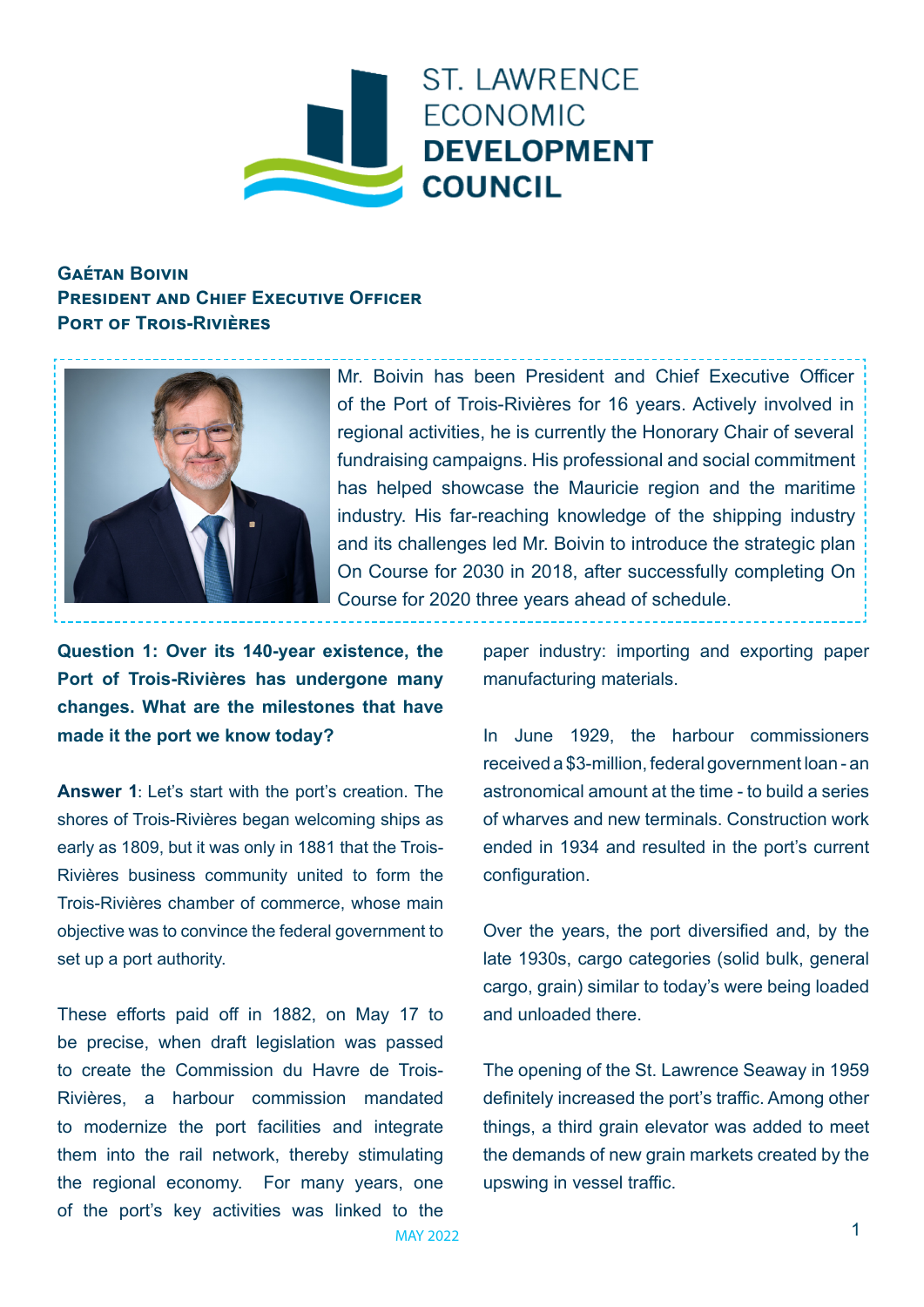ST. LAWRENCE ECONOMIC **DEVELOPMENT COUNCIL**

## Gaétan Boivin
## President and Chief Executive Officer
## Port of Trois-Rivières

Mr. Boivin has been President and Chief Executive Officer of the Port of Trois-Rivières for 16 years. Actively involved in regional activities, he is currently the Honorary Chair of several fundraising campaigns. His professional and social commitment has helped showcase the Mauricie region and the maritime industry. His far-reaching knowledge of the shipping industry and its challenges led Mr. Boivin to introduce the strategic plan On Course for 2030 in 2018, after successfully completing On Course for 2020 three years ahead of schedule.

**Question 1: Over its 140-year existence, the Port of Trois-Rivières has undergone many changes. What are the milestones that have made it the port we know today?**

**Answer 1**: Let's start with the port's creation. The shores of Trois-Rivières began welcoming ships as early as 1809, but it was only in 1881 that the Trois-Rivières business community united to form the Trois-Rivières chamber of commerce, whose main objective was to convince the federal government to set up a port authority.

These efforts paid off in 1882, on May 17 to be precise, when draft legislation was passed to create the Commission du Havre de Trois-Rivières, a harbour commission mandated to modernize the port facilities and integrate them into the rail network, thereby stimulating the regional economy. For many years, one of the port's key activities was linked to the paper industry: importing and exporting paper manufacturing materials.

In June 1929, the harbour commissioners received a $3-million, federal government loan - an astronomical amount at the time - to build a series of wharves and new terminals. Construction work ended in 1934 and resulted in the port's current configuration.

Over the years, the port diversified and, by the late 1930s, cargo categories (solid bulk, general cargo, grain) similar to today's were being loaded and unloaded there.

The opening of the St. Lawrence Seaway in 1959 definitely increased the port's traffic. Among other things, a third grain elevator was added to meet the demands of new grain markets created by the upswing in vessel traffic.

MAY 2022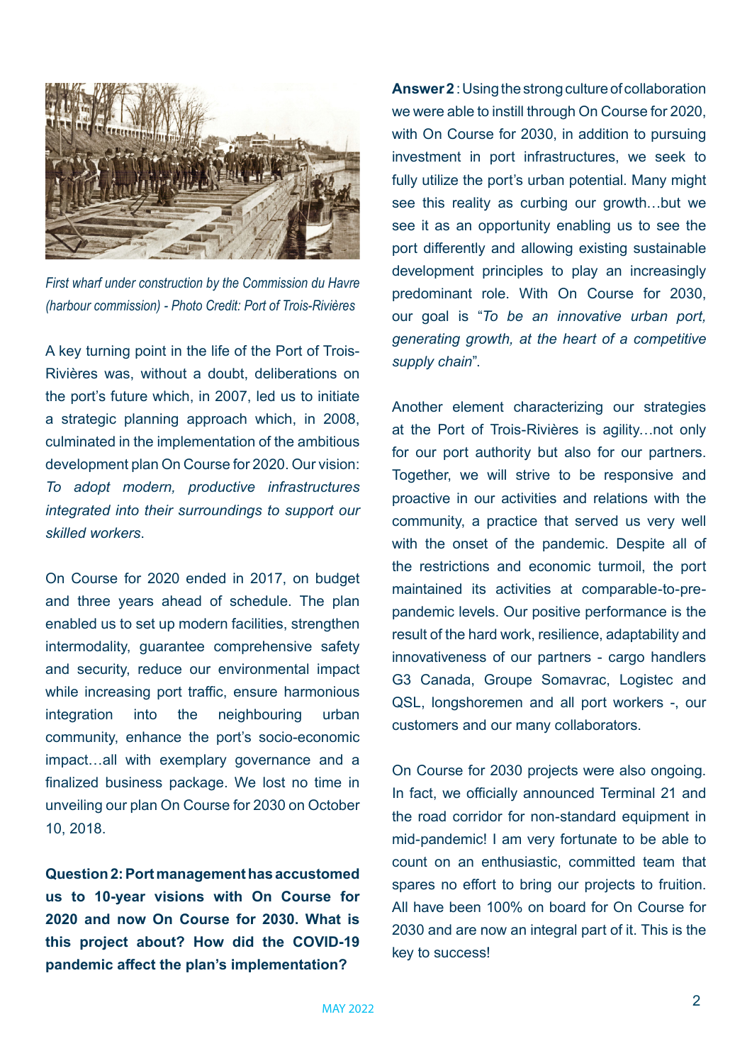*First wharf under construction by the Commission du Havre (harbour commission) - Photo Credit: Port of Trois-Rivières*

A key turning point in the life of the Port of Trois-Rivières was, without a doubt, deliberations on the port's future which, in 2007, led us to initiate a strategic planning approach which, in 2008, culminated in the implementation of the ambitious development plan On Course for 2020. Our vision: *To adopt modern, productive infrastructures integrated into their surroundings to support our skilled workers*.

On Course for 2020 ended in 2017, on budget and three years ahead of schedule. The plan enabled us to set up modern facilities, strengthen intermodality, guarantee comprehensive safety and security, reduce our environmental impact while increasing port traffic, ensure harmonious integration into the neighbouring urban community, enhance the port's socio-economic impact…all with exemplary governance and a finalized business package. We lost no time in unveiling our plan On Course for 2030 on October 10, 2018.

**Question 2: Port management has accustomed us to 10-year visions with On Course for 2020 and now On Course for 2030. What is this project about? How did the COVID-19 pandemic affect the plan's implementation?**

**Answer 2** : Using the strong culture of collaboration we were able to instill through On Course for 2020, with On Course for 2030, in addition to pursuing investment in port infrastructures, we seek to fully utilize the port's urban potential. Many might see this reality as curbing our growth…but we see it as an opportunity enabling us to see the port differently and allowing existing sustainable development principles to play an increasingly predominant role. With On Course for 2030, our goal is "*To be an innovative urban port, generating growth, at the heart of a competitive supply chain*".

Another element characterizing our strategies at the Port of Trois-Rivières is agility…not only for our port authority but also for our partners. Together, we will strive to be responsive and proactive in our activities and relations with the community, a practice that served us very well with the onset of the pandemic. Despite all of the restrictions and economic turmoil, the port maintained its activities at comparable-to-pre-pandemic levels. Our positive performance is the result of the hard work, resilience, adaptability and innovativeness of our partners - cargo handlers G3 Canada, Groupe Somavrac, Logistec and QSL, longshoremen and all port workers -, our customers and our many collaborators.

On Course for 2030 projects were also ongoing. In fact, we officially announced Terminal 21 and the road corridor for non-standard equipment in mid-pandemic! I am very fortunate to be able to count on an enthusiastic, committed team that spares no effort to bring our projects to fruition. All have been 100% on board for On Course for 2030 and are now an integral part of it. This is the key to success!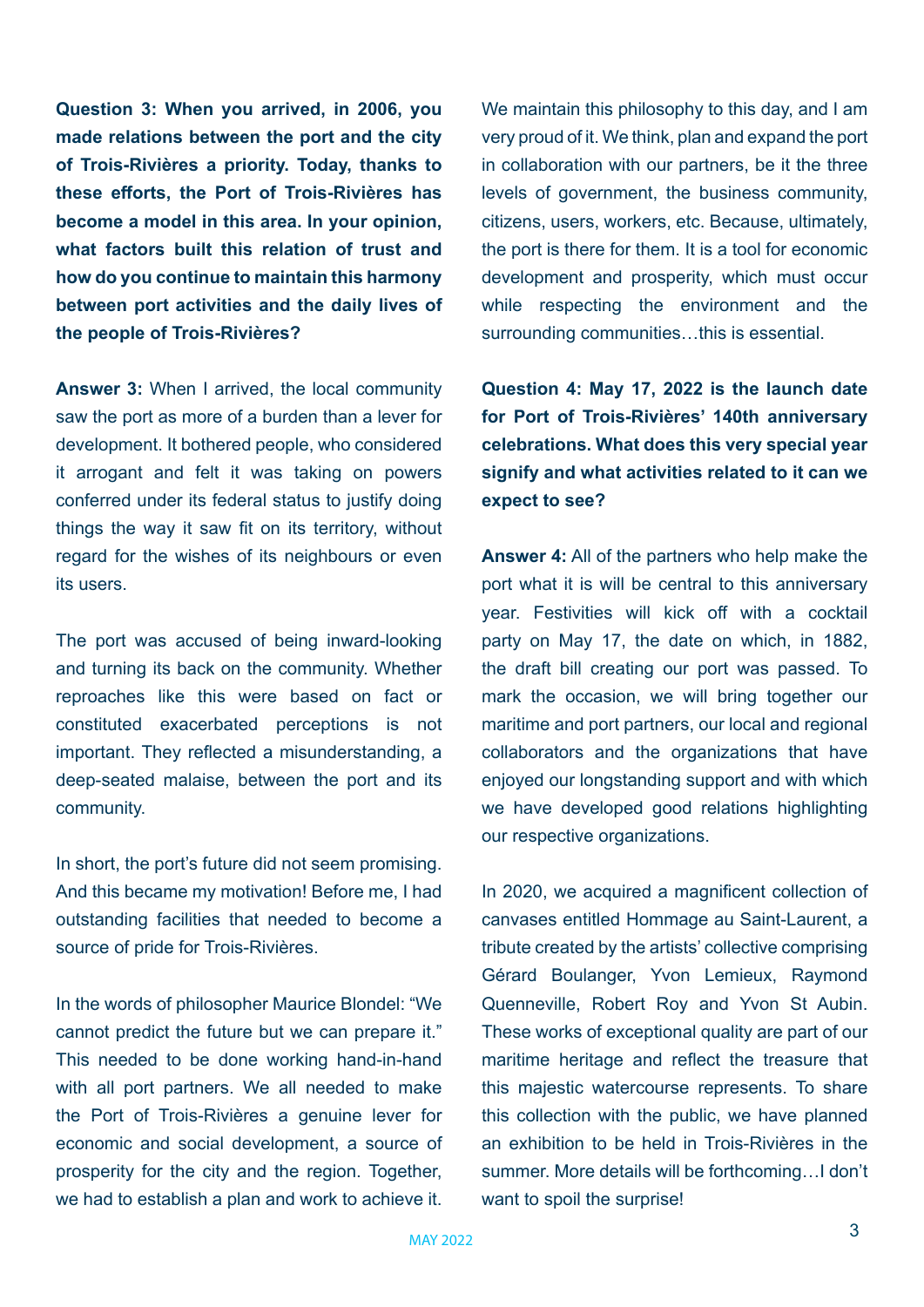**Question 3: When you arrived, in 2006, you made relations between the port and the city of Trois-Rivières a priority. Today, thanks to these efforts, the Port of Trois-Rivières has become a model in this area. In your opinion, what factors built this relation of trust and how do you continue to maintain this harmony between port activities and the daily lives of the people of Trois-Rivières?**

**Answer 3:** When I arrived, the local community saw the port as more of a burden than a lever for development. It bothered people, who considered it arrogant and felt it was taking on powers conferred under its federal status to justify doing things the way it saw fit on its territory, without regard for the wishes of its neighbours or even its users.

The port was accused of being inward-looking and turning its back on the community. Whether reproaches like this were based on fact or constituted exacerbated perceptions is not important. They reflected a misunderstanding, a deep-seated malaise, between the port and its community.

In short, the port's future did not seem promising. And this became my motivation! Before me, I had outstanding facilities that needed to become a source of pride for Trois-Rivières.

In the words of philosopher Maurice Blondel: "We cannot predict the future but we can prepare it." This needed to be done working hand-in-hand with all port partners. We all needed to make the Port of Trois-Rivières a genuine lever for economic and social development, a source of prosperity for the city and the region. Together, we had to establish a plan and work to achieve it.

We maintain this philosophy to this day, and I am very proud of it. We think, plan and expand the port in collaboration with our partners, be it the three levels of government, the business community, citizens, users, workers, etc. Because, ultimately, the port is there for them. It is a tool for economic development and prosperity, which must occur while respecting the environment and the surrounding communities…this is essential.

**Question 4: May 17, 2022 is the launch date for Port of Trois-Rivières' 140th anniversary celebrations. What does this very special year signify and what activities related to it can we expect to see?**

**Answer 4:** All of the partners who help make the port what it is will be central to this anniversary year. Festivities will kick off with a cocktail party on May 17, the date on which, in 1882, the draft bill creating our port was passed. To mark the occasion, we will bring together our maritime and port partners, our local and regional collaborators and the organizations that have enjoyed our longstanding support and with which we have developed good relations highlighting our respective organizations.

In 2020, we acquired a magnificent collection of canvases entitled Hommage au Saint-Laurent, a tribute created by the artists' collective comprising Gérard Boulanger, Yvon Lemieux, Raymond Quenneville, Robert Roy and Yvon St Aubin. These works of exceptional quality are part of our maritime heritage and reflect the treasure that this majestic watercourse represents. To share this collection with the public, we have planned an exhibition to be held in Trois-Rivières in the summer. More details will be forthcoming…I don't want to spoil the surprise!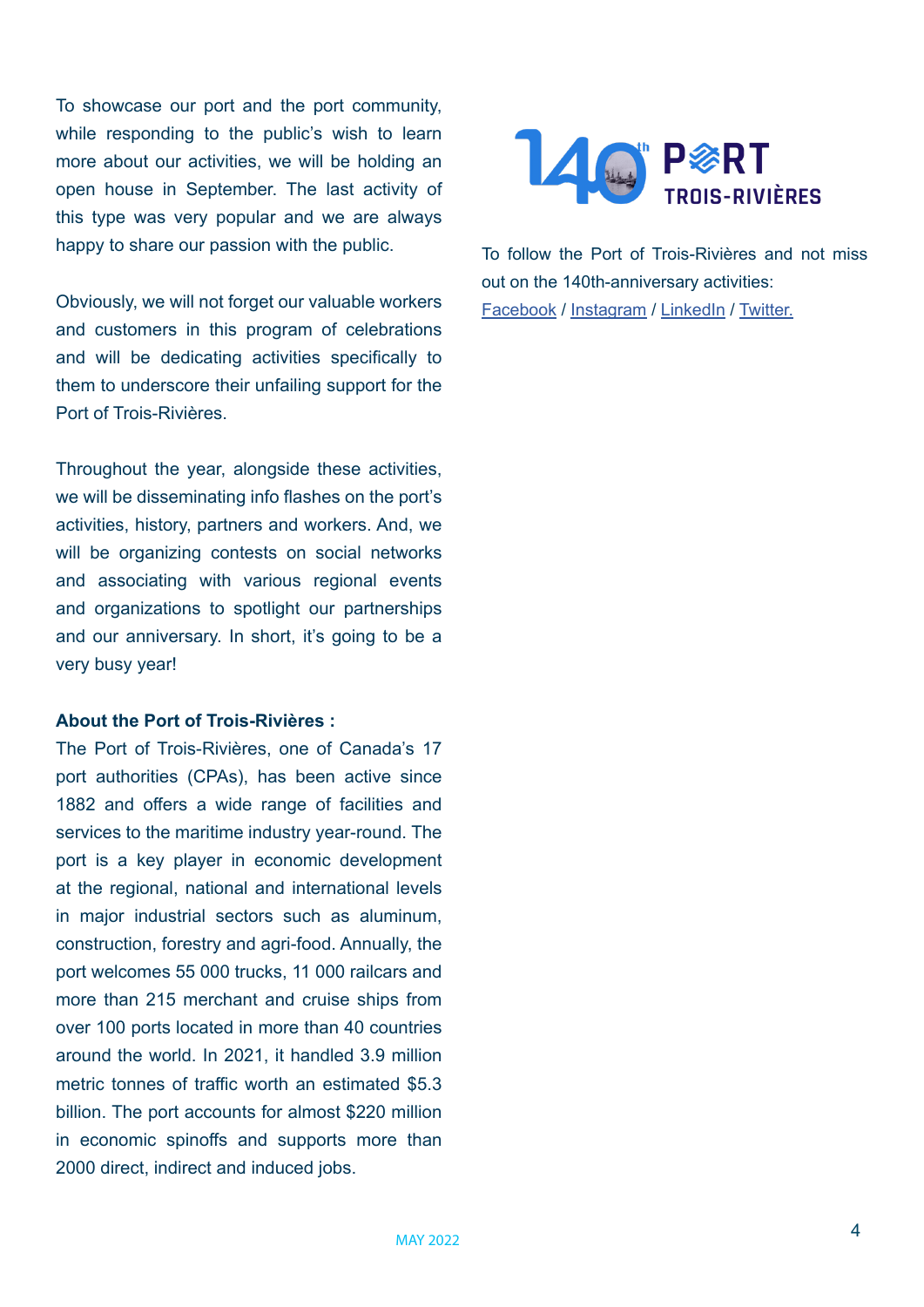To showcase our port and the port community, while responding to the public's wish to learn more about our activities, we will be holding an open house in September. The last activity of this type was very popular and we are always happy to share our passion with the public.

Obviously, we will not forget our valuable workers and customers in this program of celebrations and will be dedicating activities specifically to them to underscore their unfailing support for the Port of Trois-Rivières.

Throughout the year, alongside these activities, we will be disseminating info flashes on the port's activities, history, partners and workers. And, we will be organizing contests on social networks and associating with various regional events and organizations to spotlight our partnerships and our anniversary. In short, it's going to be a very busy year!

**About the Port of Trois-Rivières :**

The Port of Trois-Rivières, one of Canada's 17 port authorities (CPAs), has been active since 1882 and offers a wide range of facilities and services to the maritime industry year-round. The port is a key player in economic development at the regional, national and international levels in major industrial sectors such as aluminum, construction, forestry and agri-food. Annually, the port welcomes 55 000 trucks, 11 000 railcars and more than 215 merchant and cruise ships from over 100 ports located in more than 40 countries around the world. In 2021, it handled 3.9 million metric tonnes of traffic worth an estimated $5.3 billion. The port accounts for almost $220 million in economic spinoffs and supports more than 2000 direct, indirect and induced jobs.

140th PORT TROIS-RIVIÈRES

To follow the Port of Trois-Rivières and not miss out on the 140th-anniversary activities: Facebook / Instagram / LinkedIn / Twitter.

MAY 2022